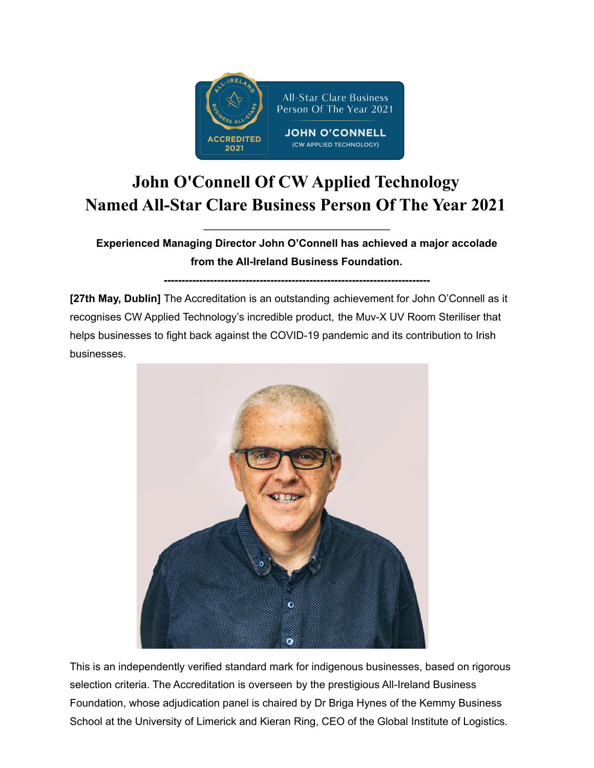# John O'Connell Of CW Applied Technology Named All-Star Clare Business Person Of The Year 2021

**Experienced Managing Director John O'Connell has achieved a major accolade from the All-Ireland Business Foundation.**

---

**[27th May, Dublin]** The Accreditation is an outstanding achievement for John O'Connell as it recognises CW Applied Technology's incredible product, the Muv-X UV Room Steriliser that helps businesses to fight back against the COVID-19 pandemic and its contribution to Irish businesses.

This is an independently verified standard mark for indigenous businesses, based on rigorous selection criteria. The Accreditation is overseen by the prestigious All-Ireland Business Foundation, whose adjudication panel is chaired by Dr Briga Hynes of the Kemmy Business School at the University of Limerick and Kieran Ring, CEO of the Global Institute of Logistics.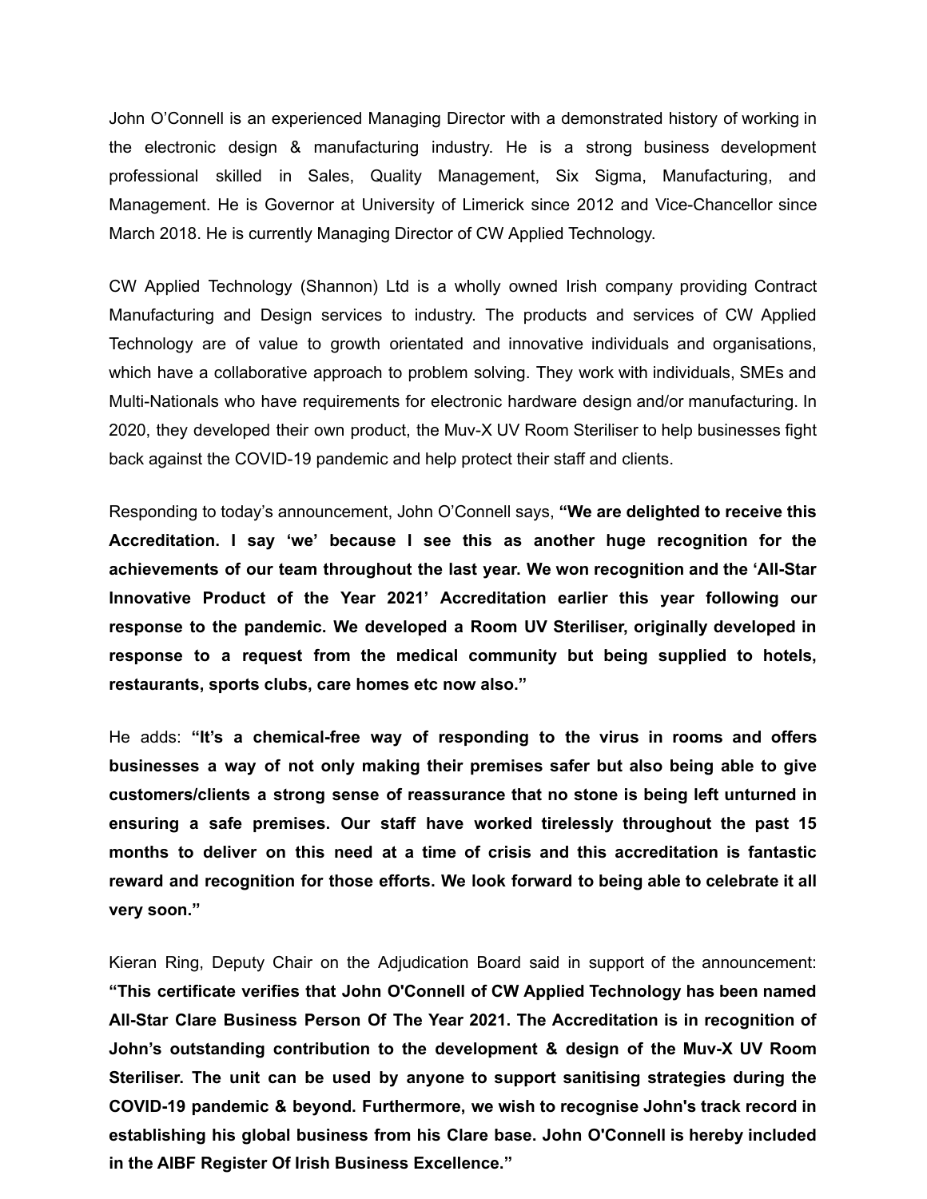John O’Connell is an experienced Managing Director with a demonstrated history of working in the electronic design & manufacturing industry. He is a strong business development professional skilled in Sales, Quality Management, Six Sigma, Manufacturing, and Management. He is Governor at University of Limerick since 2012 and Vice-Chancellor since March 2018. He is currently Managing Director of CW Applied Technology.

CW Applied Technology (Shannon) Ltd is a wholly owned Irish company providing Contract Manufacturing and Design services to industry. The products and services of CW Applied Technology are of value to growth orientated and innovative individuals and organisations, which have a collaborative approach to problem solving. They work with individuals, SMEs and Multi-Nationals who have requirements for electronic hardware design and/or manufacturing. In 2020, they developed their own product, the Muv-X UV Room Steriliser to help businesses fight back against the COVID-19 pandemic and help protect their staff and clients.

Responding to today’s announcement, John O’Connell says, **“We are delighted to receive this Accreditation. I say ‘we’ because I see this as another huge recognition for the achievements of our team throughout the last year. We won recognition and the ‘All-Star Innovative Product of the Year 2021’ Accreditation earlier this year following our response to the pandemic. We developed a Room UV Steriliser, originally developed in response to a request from the medical community but being supplied to hotels, restaurants, sports clubs, care homes etc now also.”**

He adds: **“It’s a chemical-free way of responding to the virus in rooms and offers businesses a way of not only making their premises safer but also being able to give customers/clients a strong sense of reassurance that no stone is being left unturned in ensuring a safe premises. Our staff have worked tirelessly throughout the past 15 months to deliver on this need at a time of crisis and this accreditation is fantastic reward and recognition for those efforts. We look forward to being able to celebrate it all very soon.”**

Kieran Ring, Deputy Chair on the Adjudication Board said in support of the announcement: **“This certificate verifies that John O'Connell of CW Applied Technology has been named All-Star Clare Business Person Of The Year 2021. The Accreditation is in recognition of John’s outstanding contribution to the development & design of the Muv-X UV Room Steriliser. The unit can be used by anyone to support sanitising strategies during the COVID-19 pandemic & beyond. Furthermore, we wish to recognise John's track record in establishing his global business from his Clare base. John O'Connell is hereby included in the AIBF Register Of Irish Business Excellence.”**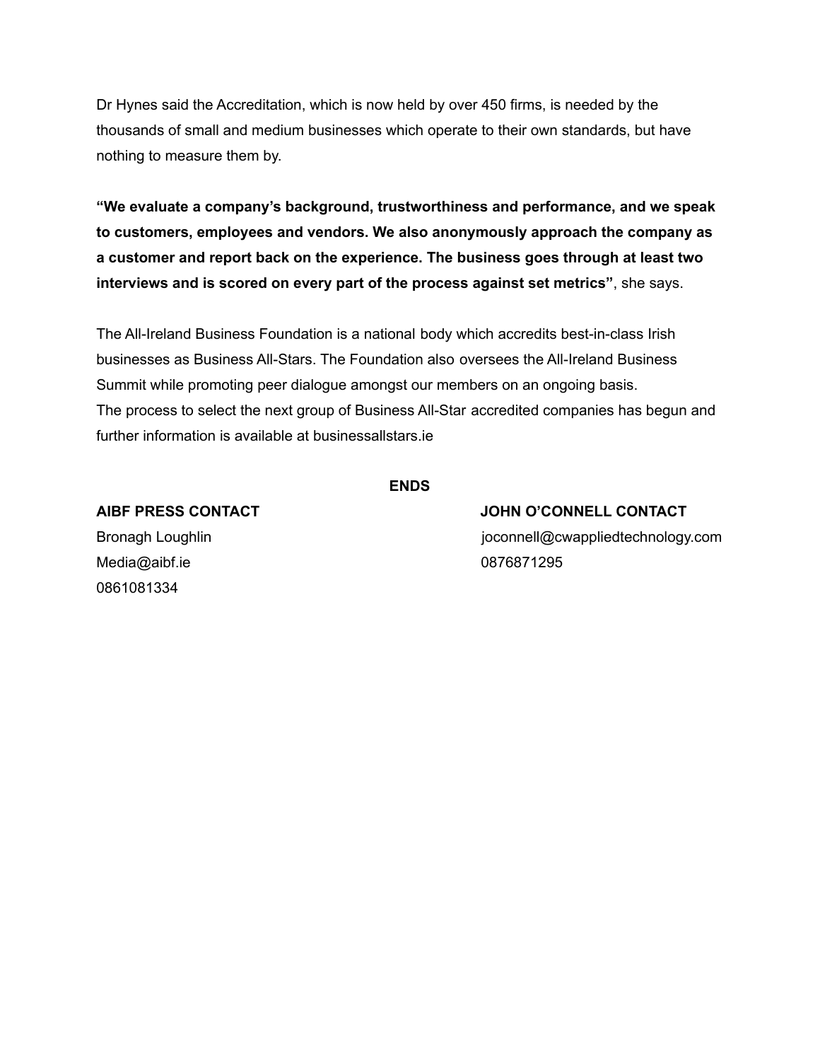Dr Hynes said the Accreditation, which is now held by over 450 firms, is needed by the thousands of small and medium businesses which operate to their own standards, but have nothing to measure them by.

**"We evaluate a company's background, trustworthiness and performance, and we speak to customers, employees and vendors. We also anonymously approach the company as a customer and report back on the experience. The business goes through at least two interviews and is scored on every part of the process against set metrics"**, she says.

The All-Ireland Business Foundation is a national body which accredits best-in-class Irish businesses as Business All-Stars. The Foundation also oversees the All-Ireland Business Summit while promoting peer dialogue amongst our members on an ongoing basis.
The process to select the next group of Business All-Star accredited companies has begun and further information is available at businessallstars.ie

**ENDS**

**AIBF PRESS CONTACT**
Bronagh Loughlin
Media@aibf.ie
0861081334

**JOHN O'CONNELL CONTACT**
joconnell@cwappliedtechnology.com
0876871295